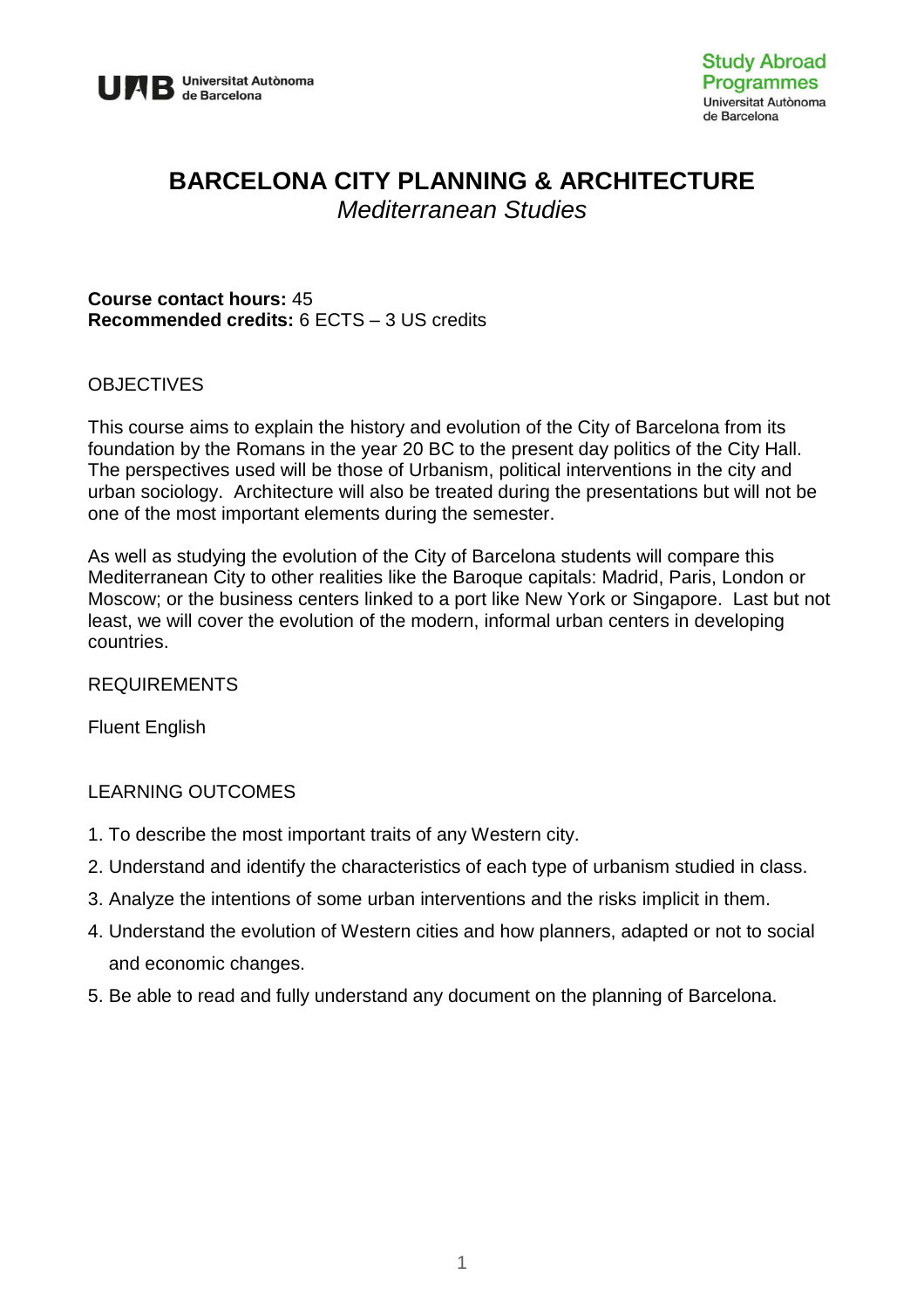# BARCELONA CITY PLANNING & ARCHITECTURE

*Mediterranean Studies*

**Course contact hours:** 45
**Recommended credits:** 6 ECTS – 3 US credits

## OBJECTIVES

This course aims to explain the history and evolution of the City of Barcelona from its foundation by the Romans in the year 20 BC to the present day politics of the City Hall. The perspectives used will be those of Urbanism, political interventions in the city and urban sociology. Architecture will also be treated during the presentations but will not be one of the most important elements during the semester.

As well as studying the evolution of the City of Barcelona students will compare this Mediterranean City to other realities like the Baroque capitals: Madrid, Paris, London or Moscow; or the business centers linked to a port like New York or Singapore. Last but not least, we will cover the evolution of the modern, informal urban centers in developing countries.

## REQUIREMENTS

Fluent English

## LEARNING OUTCOMES

1. To describe the most important traits of any Western city.
2. Understand and identify the characteristics of each type of urbanism studied in class.
3. Analyze the intentions of some urban interventions and the risks implicit in them.
4. Understand the evolution of Western cities and how planners, adapted or not to social and economic changes.
5. Be able to read and fully understand any document on the planning of Barcelona.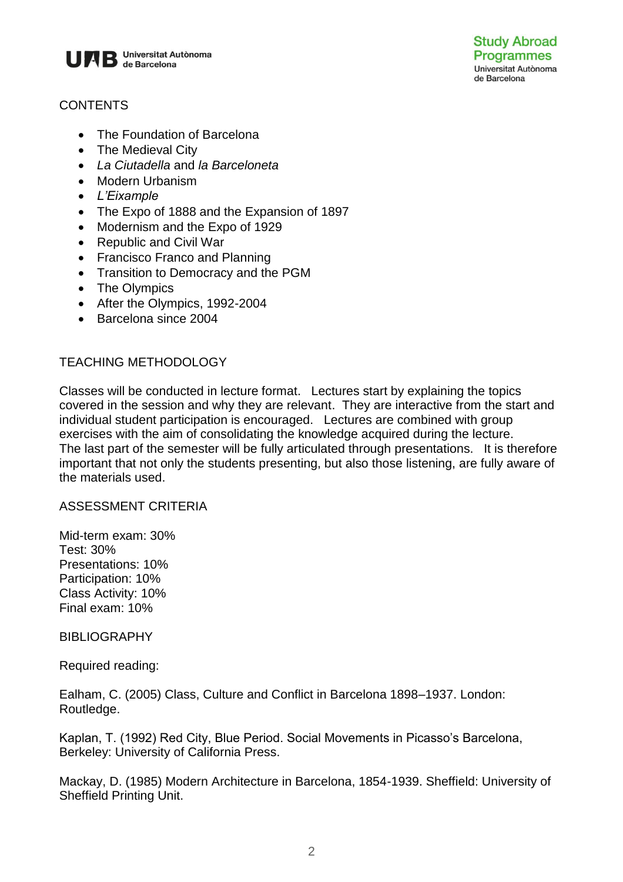## CONTENTS

- The Foundation of Barcelona
- The Medieval City
- *La Ciutadella* and *la Barceloneta*
- Modern Urbanism
- *L'Eixample*
- The Expo of 1888 and the Expansion of 1897
- Modernism and the Expo of 1929
- Republic and Civil War
- Francisco Franco and Planning
- Transition to Democracy and the PGM
- The Olympics
- After the Olympics, 1992-2004
- Barcelona since 2004

## TEACHING METHODOLOGY

Classes will be conducted in lecture format. Lectures start by explaining the topics covered in the session and why they are relevant. They are interactive from the start and individual student participation is encouraged. Lectures are combined with group exercises with the aim of consolidating the knowledge acquired during the lecture. The last part of the semester will be fully articulated through presentations. It is therefore important that not only the students presenting, but also those listening, are fully aware of the materials used.

## ASSESSMENT CRITERIA

Mid-term exam: 30%
Test: 30%
Presentations: 10%
Participation: 10%
Class Activity: 10%
Final exam: 10%

## BIBLIOGRAPHY

Required reading:

Ealham, C. (2005) Class, Culture and Conflict in Barcelona 1898–1937. London: Routledge.

Kaplan, T. (1992) Red City, Blue Period. Social Movements in Picasso's Barcelona, Berkeley: University of California Press.

Mackay, D. (1985) Modern Architecture in Barcelona, 1854-1939. Sheffield: University of Sheffield Printing Unit.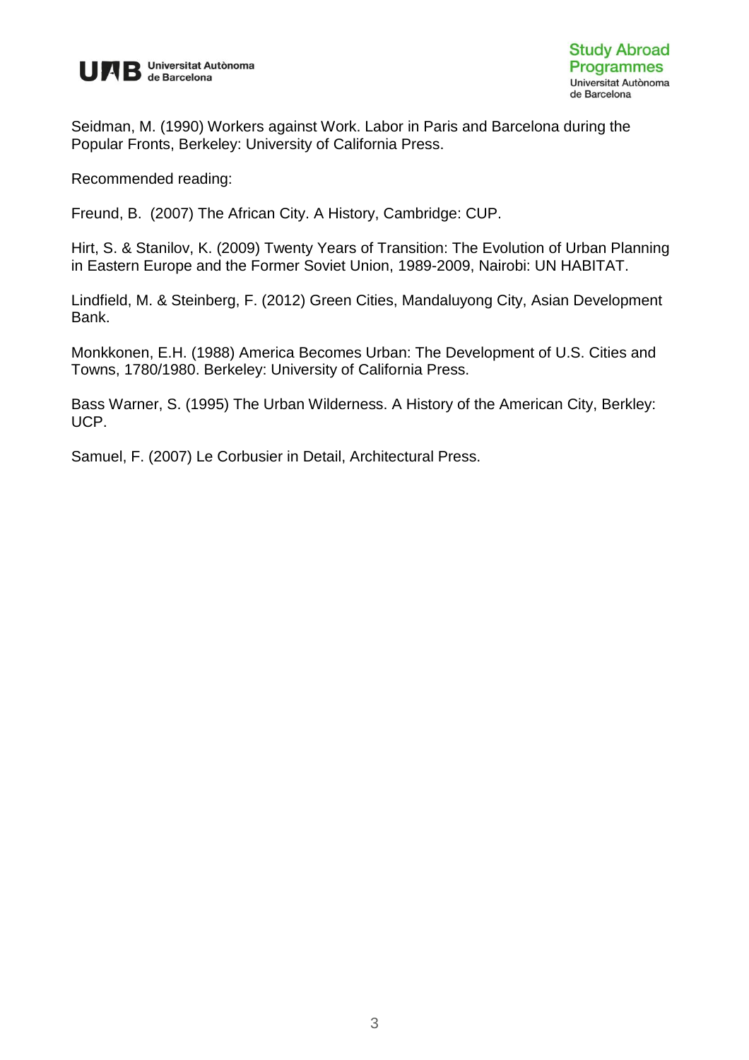Seidman, M. (1990) Workers against Work. Labor in Paris and Barcelona during the Popular Fronts, Berkeley: University of California Press.

Recommended reading:

Freund, B. (2007) The African City. A History, Cambridge: CUP.

Hirt, S. & Stanilov, K. (2009) Twenty Years of Transition: The Evolution of Urban Planning in Eastern Europe and the Former Soviet Union, 1989-2009, Nairobi: UN HABITAT.

Lindfield, M. & Steinberg, F. (2012) Green Cities, Mandaluyong City, Asian Development Bank.

Monkkonen, E.H. (1988) America Becomes Urban: The Development of U.S. Cities and Towns, 1780/1980. Berkeley: University of California Press.

Bass Warner, S. (1995) The Urban Wilderness. A History of the American City, Berkley: UCP.

Samuel, F. (2007) Le Corbusier in Detail, Architectural Press.